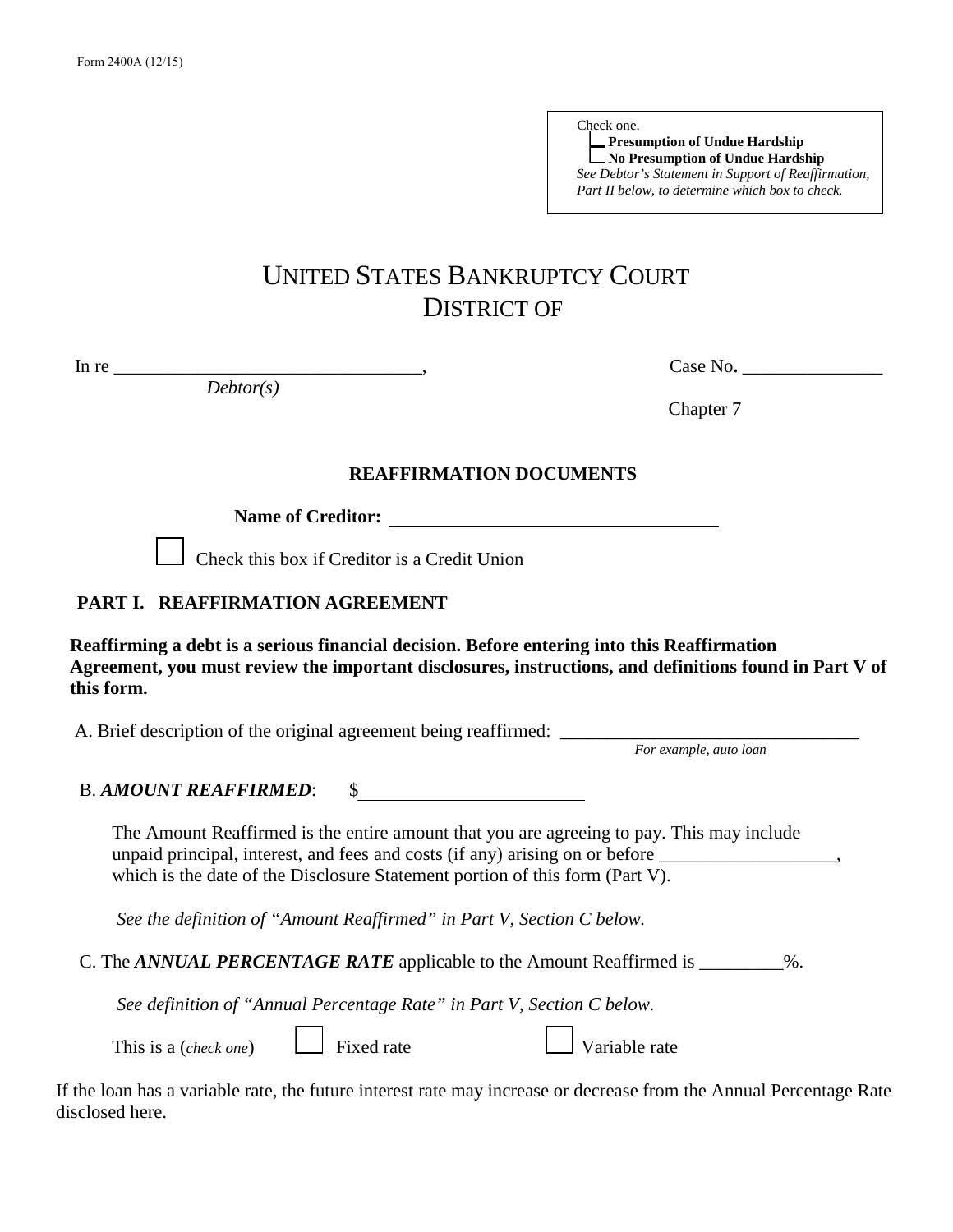Form 2400A (12/15)

Check one.
☐ **Presumption of Undue Hardship**
☐ **No Presumption of Undue Hardship**
*See Debtor's Statement in Support of Reaffirmation, Part II below, to determine which box to check.*

# UNITED STATES BANKRUPTCY COURT
# DISTRICT OF

In re ________________________________, Case No. _______________
*Debtor(s)*

Chapter 7

### REAFFIRMATION DOCUMENTS

**Name of Creditor:** ____________________________________

☐ Check this box if Creditor is a Credit Union

## PART I. REAFFIRMATION AGREEMENT

**Reaffirming a debt is a serious financial decision. Before entering into this Reaffirmation Agreement, you must review the important disclosures, instructions, and definitions found in Part V of this form.**

A. Brief description of the original agreement being reaffirmed: ________________________________
*For example, auto loan*

B. ***AMOUNT REAFFIRMED***: $________________________

The Amount Reaffirmed is the entire amount that you are agreeing to pay. This may include unpaid principal, interest, and fees and costs (if any) arising on or before ___________________, which is the date of the Disclosure Statement portion of this form (Part V).

*See the definition of "Amount Reaffirmed" in Part V, Section C below.*

C. The ***ANNUAL PERCENTAGE RATE*** applicable to the Amount Reaffirmed is _________%.

*See definition of "Annual Percentage Rate" in Part V, Section C below.*

This is a (*check one*) ☐ Fixed rate ☐ Variable rate

If the loan has a variable rate, the future interest rate may increase or decrease from the Annual Percentage Rate disclosed here.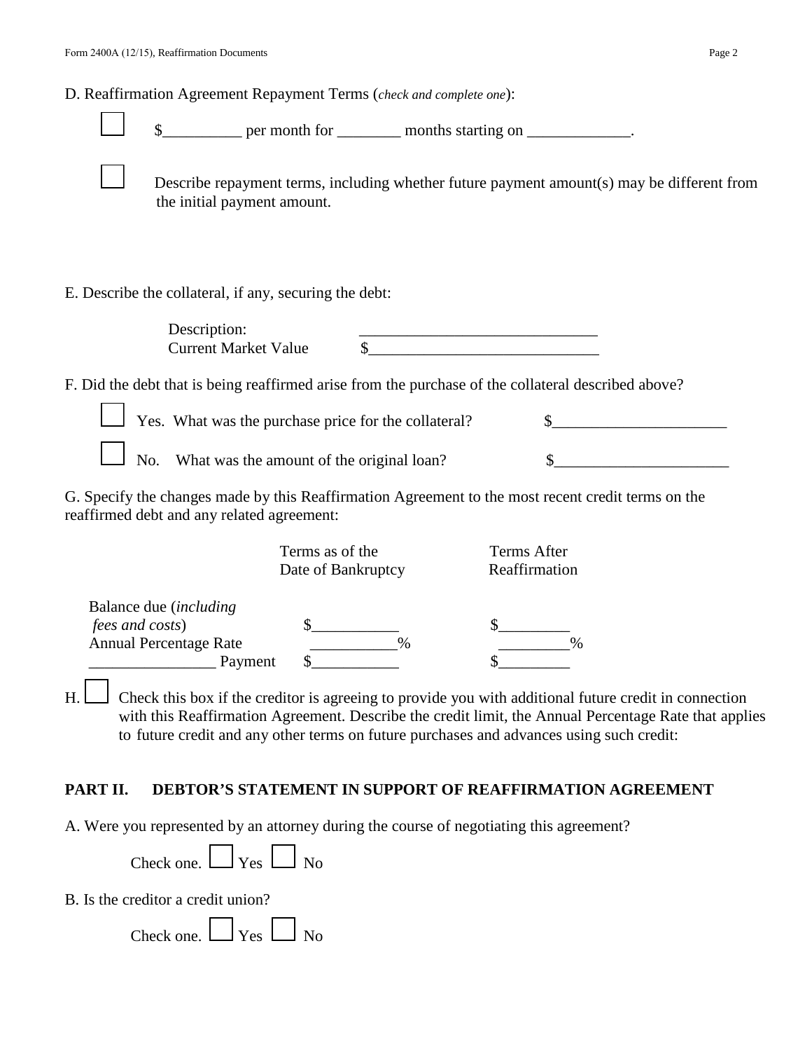D. Reaffirmation Agreement Repayment Terms (*check and complete one*):

☐ $__________ per month for ________ months starting on _____________.

☐ Describe repayment terms, including whether future payment amount(s) may be different from the initial payment amount.

E. Describe the collateral, if any, securing the debt:

Description: ______________________________
Current Market Value $_____________________________

F. Did the debt that is being reaffirmed arise from the purchase of the collateral described above?

☐ Yes. What was the purchase price for the collateral? $_____________________

☐ No. What was the amount of the original loan? $_____________________

G. Specify the changes made by this Reaffirmation Agreement to the most recent credit terms on the reaffirmed debt and any related agreement:

| | Terms as of the Date of Bankruptcy | Terms After Reaffirmation |
|---|---|---|
| Balance due (*including fees and costs*) | $___________ | $_________ |
| Annual Percentage Rate | ___________% | _________% |
| ________________ Payment | $___________ | $_________ |

H. ☐ Check this box if the creditor is agreeing to provide you with additional future credit in connection with this Reaffirmation Agreement. Describe the credit limit, the Annual Percentage Rate that applies to future credit and any other terms on future purchases and advances using such credit:

## PART II. DEBTOR'S STATEMENT IN SUPPORT OF REAFFIRMATION AGREEMENT

A. Were you represented by an attorney during the course of negotiating this agreement?

Check one. ☐ Yes ☐ No

B. Is the creditor a credit union?

Check one. ☐ Yes ☐ No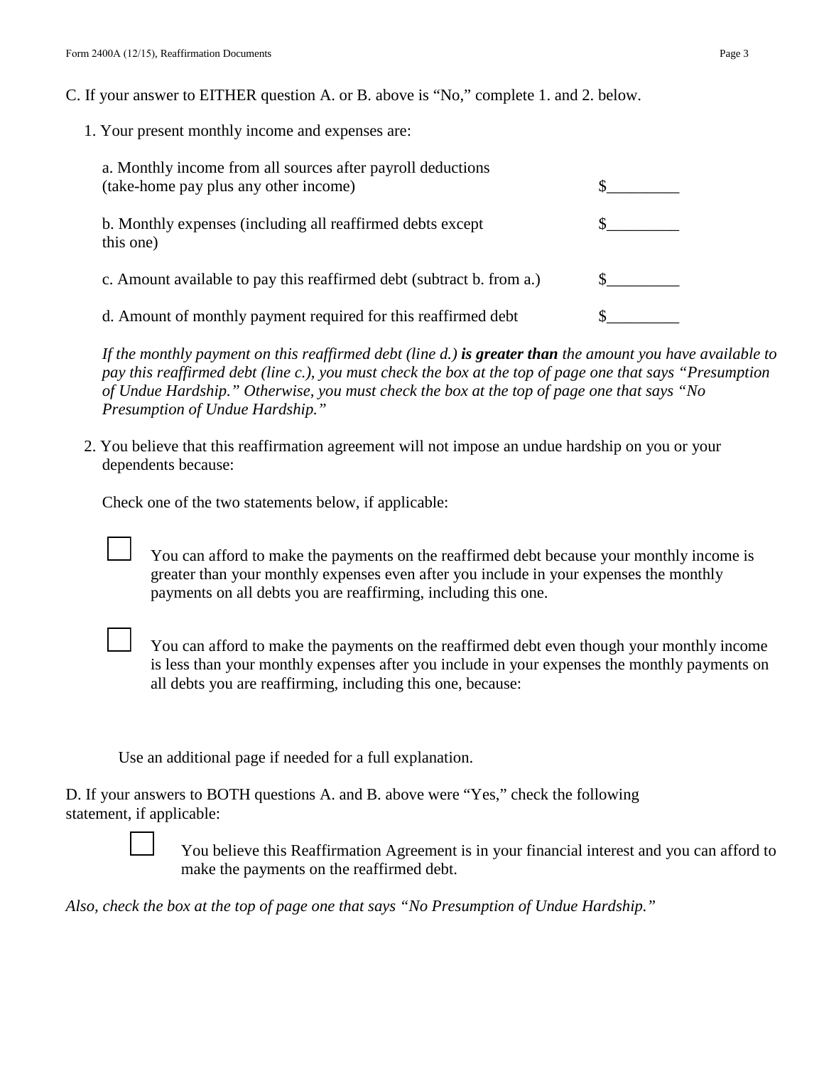C. If your answer to EITHER question A. or B. above is "No," complete 1. and 2. below.

1. Your present monthly income and expenses are:

| | |
|---|---|
| a. Monthly income from all sources after payroll deductions (take-home pay plus any other income) | $_________ |
| b. Monthly expenses (including all reaffirmed debts except this one) | $_________ |
| c. Amount available to pay this reaffirmed debt (subtract b. from a.) | $_________ |
| d. Amount of monthly payment required for this reaffirmed debt | $_________ |

*If the monthly payment on this reaffirmed debt (line d.)* ***is greater than*** *the amount you have available to pay this reaffirmed debt (line c.), you must check the box at the top of page one that says "Presumption of Undue Hardship." Otherwise, you must check the box at the top of page one that says "No Presumption of Undue Hardship."*

2. You believe that this reaffirmation agreement will not impose an undue hardship on you or your dependents because:

Check one of the two statements below, if applicable:

☐ You can afford to make the payments on the reaffirmed debt because your monthly income is greater than your monthly expenses even after you include in your expenses the monthly payments on all debts you are reaffirming, including this one.

☐ You can afford to make the payments on the reaffirmed debt even though your monthly income is less than your monthly expenses after you include in your expenses the monthly payments on all debts you are reaffirming, including this one, because:

Use an additional page if needed for a full explanation.

D. If your answers to BOTH questions A. and B. above were "Yes," check the following statement, if applicable:

☐ You believe this Reaffirmation Agreement is in your financial interest and you can afford to make the payments on the reaffirmed debt.

*Also, check the box at the top of page one that says "No Presumption of Undue Hardship."*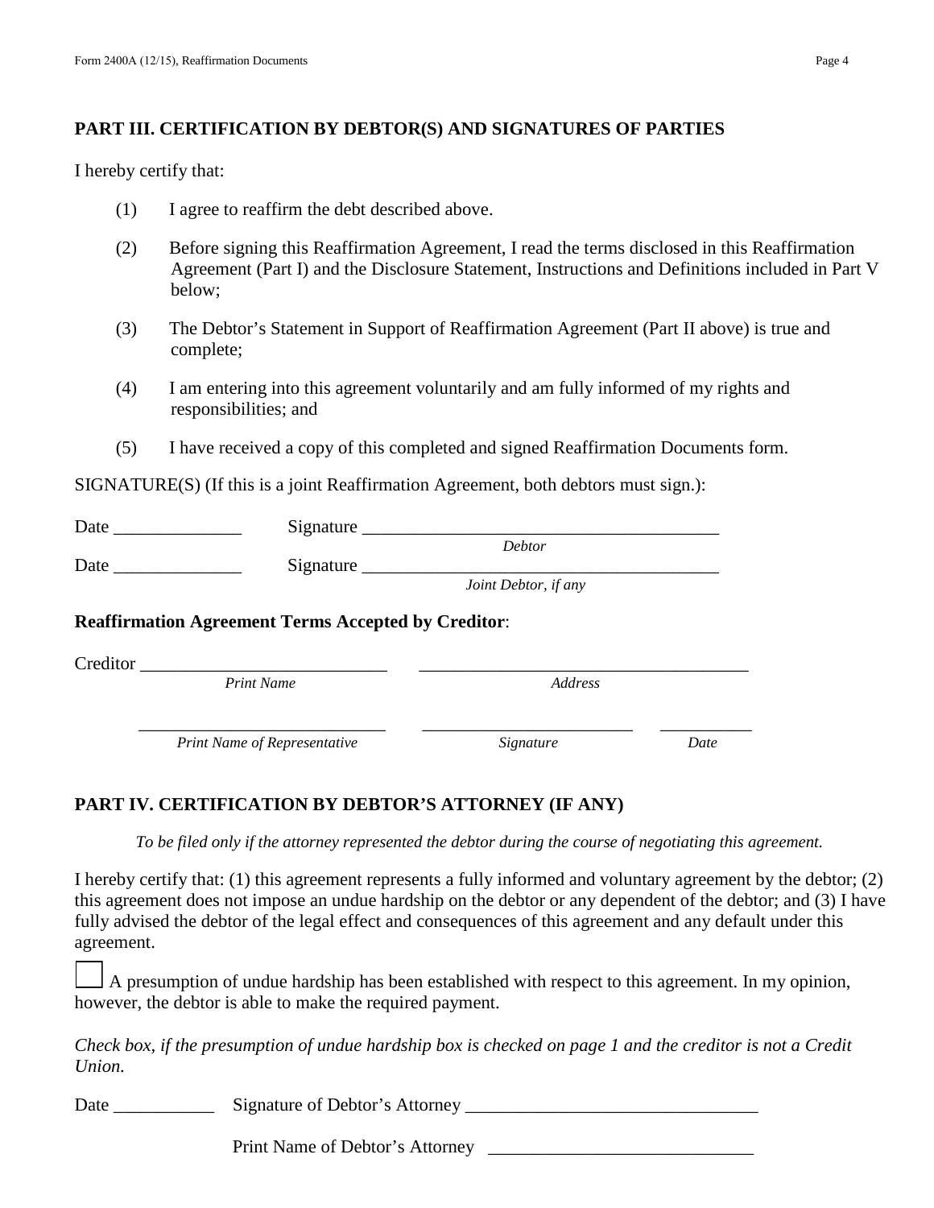## PART III. CERTIFICATION BY DEBTOR(S) AND SIGNATURES OF PARTIES

I hereby certify that:

(1) I agree to reaffirm the debt described above.

(2) Before signing this Reaffirmation Agreement, I read the terms disclosed in this Reaffirmation Agreement (Part I) and the Disclosure Statement, Instructions and Definitions included in Part V below;

(3) The Debtor's Statement in Support of Reaffirmation Agreement (Part II above) is true and complete;

(4) I am entering into this agreement voluntarily and am fully informed of my rights and responsibilities; and

(5) I have received a copy of this completed and signed Reaffirmation Documents form.

SIGNATURE(S) (If this is a joint Reaffirmation Agreement, both debtors must sign.):

Date ______________ Signature ________________________________________
*Debtor*

Date ______________ Signature ________________________________________
*Joint Debtor, if any*

**Reaffirmation Agreement Terms Accepted by Creditor**:

Creditor ___________________________ _____________________________________
*Print Name* *Address*

___________________________ ________________________ __________
*Print Name of Representative* *Signature* *Date*

## PART IV. CERTIFICATION BY DEBTOR'S ATTORNEY (IF ANY)

*To be filed only if the attorney represented the debtor during the course of negotiating this agreement.*

I hereby certify that: (1) this agreement represents a fully informed and voluntary agreement by the debtor; (2) this agreement does not impose an undue hardship on the debtor or any dependent of the debtor; and (3) I have fully advised the debtor of the legal effect and consequences of this agreement and any default under this agreement.

☐ A presumption of undue hardship has been established with respect to this agreement. In my opinion, however, the debtor is able to make the required payment.

*Check box, if the presumption of undue hardship box is checked on page 1 and the creditor is not a Credit Union.*

Date ___________ Signature of Debtor's Attorney ________________________________

Print Name of Debtor's Attorney _____________________________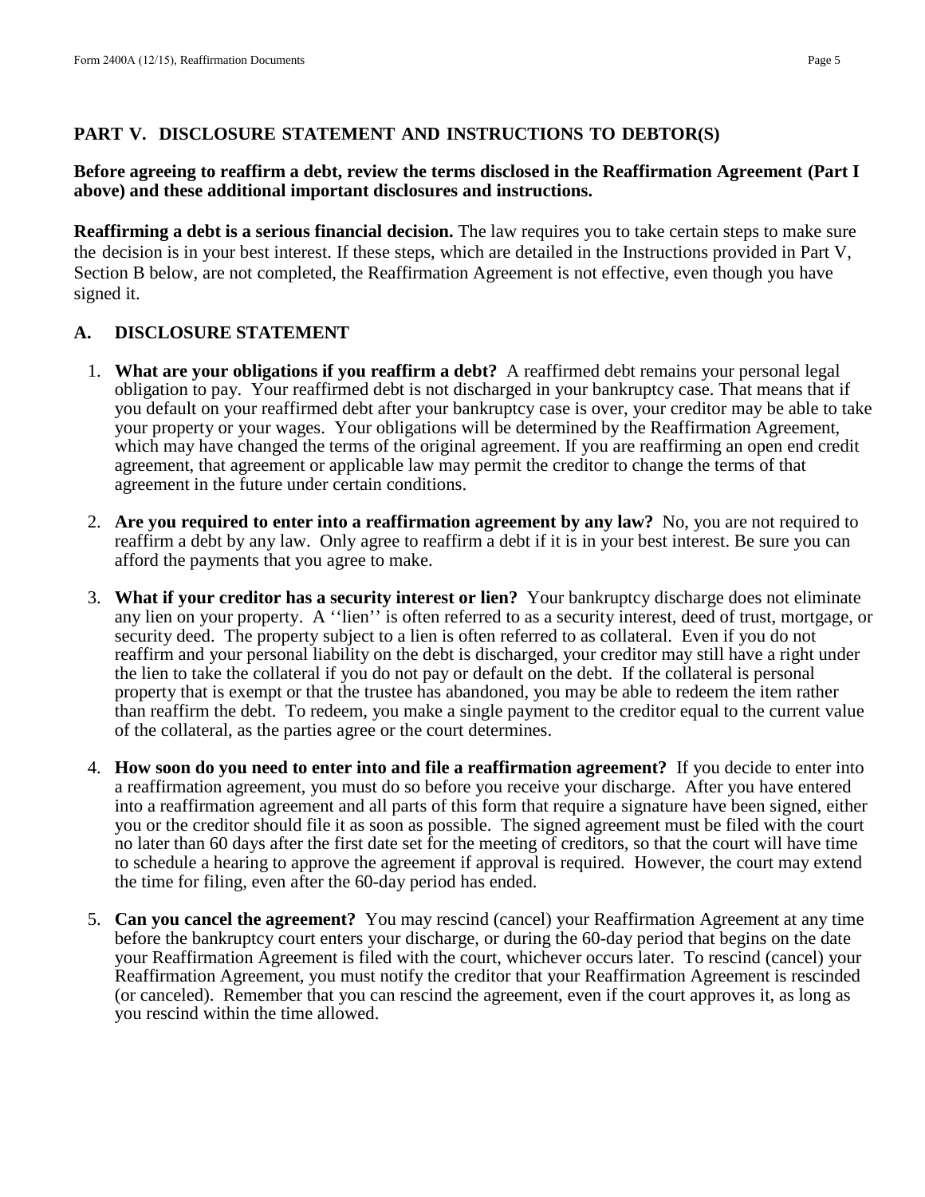## PART V. DISCLOSURE STATEMENT AND INSTRUCTIONS TO DEBTOR(S)

**Before agreeing to reaffirm a debt, review the terms disclosed in the Reaffirmation Agreement (Part I above) and these additional important disclosures and instructions.**

**Reaffirming a debt is a serious financial decision.** The law requires you to take certain steps to make sure the decision is in your best interest. If these steps, which are detailed in the Instructions provided in Part V, Section B below, are not completed, the Reaffirmation Agreement is not effective, even though you have signed it.

### A. DISCLOSURE STATEMENT

1. **What are your obligations if you reaffirm a debt?** A reaffirmed debt remains your personal legal obligation to pay. Your reaffirmed debt is not discharged in your bankruptcy case. That means that if you default on your reaffirmed debt after your bankruptcy case is over, your creditor may be able to take your property or your wages. Your obligations will be determined by the Reaffirmation Agreement, which may have changed the terms of the original agreement. If you are reaffirming an open end credit agreement, that agreement or applicable law may permit the creditor to change the terms of that agreement in the future under certain conditions.

2. **Are you required to enter into a reaffirmation agreement by any law?** No, you are not required to reaffirm a debt by any law. Only agree to reaffirm a debt if it is in your best interest. Be sure you can afford the payments that you agree to make.

3. **What if your creditor has a security interest or lien?** Your bankruptcy discharge does not eliminate any lien on your property. A ''lien'' is often referred to as a security interest, deed of trust, mortgage, or security deed. The property subject to a lien is often referred to as collateral. Even if you do not reaffirm and your personal liability on the debt is discharged, your creditor may still have a right under the lien to take the collateral if you do not pay or default on the debt. If the collateral is personal property that is exempt or that the trustee has abandoned, you may be able to redeem the item rather than reaffirm the debt. To redeem, you make a single payment to the creditor equal to the current value of the collateral, as the parties agree or the court determines.

4. **How soon do you need to enter into and file a reaffirmation agreement?** If you decide to enter into a reaffirmation agreement, you must do so before you receive your discharge. After you have entered into a reaffirmation agreement and all parts of this form that require a signature have been signed, either you or the creditor should file it as soon as possible. The signed agreement must be filed with the court no later than 60 days after the first date set for the meeting of creditors, so that the court will have time to schedule a hearing to approve the agreement if approval is required. However, the court may extend the time for filing, even after the 60-day period has ended.

5. **Can you cancel the agreement?** You may rescind (cancel) your Reaffirmation Agreement at any time before the bankruptcy court enters your discharge, or during the 60-day period that begins on the date your Reaffirmation Agreement is filed with the court, whichever occurs later. To rescind (cancel) your Reaffirmation Agreement, you must notify the creditor that your Reaffirmation Agreement is rescinded (or canceled). Remember that you can rescind the agreement, even if the court approves it, as long as you rescind within the time allowed.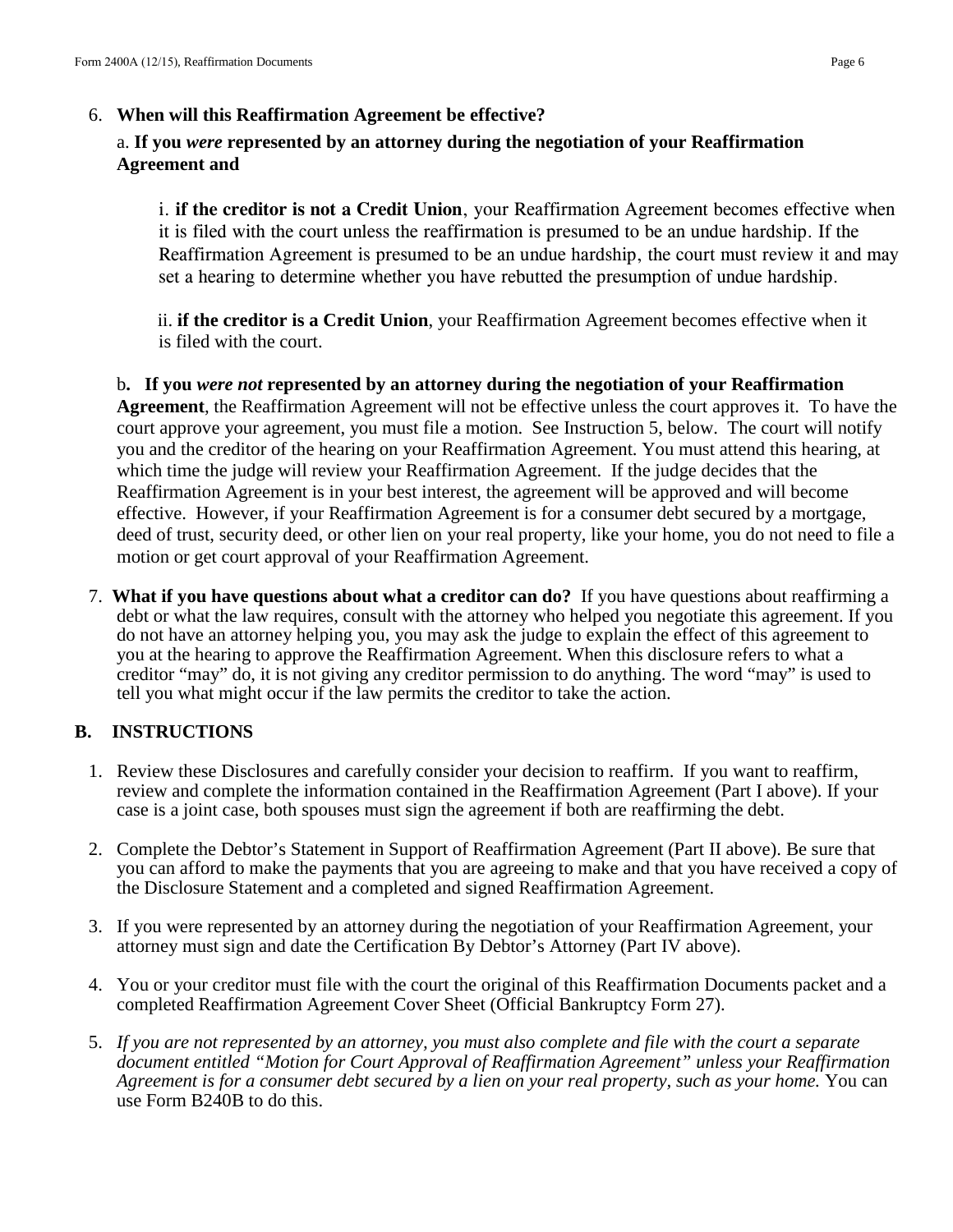6. **When will this Reaffirmation Agreement be effective?**

   a. **If you *were* represented by an attorney during the negotiation of your Reaffirmation Agreement and**

   i. **if the creditor is not a Credit Union**, your Reaffirmation Agreement becomes effective when it is filed with the court unless the reaffirmation is presumed to be an undue hardship. If the Reaffirmation Agreement is presumed to be an undue hardship, the court must review it and may set a hearing to determine whether you have rebutted the presumption of undue hardship.

   ii. **if the creditor is a Credit Union**, your Reaffirmation Agreement becomes effective when it is filed with the court.

   b**. If you *were not* represented by an attorney during the negotiation of your Reaffirmation Agreement**, the Reaffirmation Agreement will not be effective unless the court approves it. To have the court approve your agreement, you must file a motion. See Instruction 5, below. The court will notify you and the creditor of the hearing on your Reaffirmation Agreement. You must attend this hearing, at which time the judge will review your Reaffirmation Agreement. If the judge decides that the Reaffirmation Agreement is in your best interest, the agreement will be approved and will become effective. However, if your Reaffirmation Agreement is for a consumer debt secured by a mortgage, deed of trust, security deed, or other lien on your real property, like your home, you do not need to file a motion or get court approval of your Reaffirmation Agreement.

7. **What if you have questions about what a creditor can do?** If you have questions about reaffirming a debt or what the law requires, consult with the attorney who helped you negotiate this agreement. If you do not have an attorney helping you, you may ask the judge to explain the effect of this agreement to you at the hearing to approve the Reaffirmation Agreement. When this disclosure refers to what a creditor "may" do, it is not giving any creditor permission to do anything. The word "may" is used to tell you what might occur if the law permits the creditor to take the action.

## B. INSTRUCTIONS

1. Review these Disclosures and carefully consider your decision to reaffirm. If you want to reaffirm, review and complete the information contained in the Reaffirmation Agreement (Part I above). If your case is a joint case, both spouses must sign the agreement if both are reaffirming the debt.

2. Complete the Debtor's Statement in Support of Reaffirmation Agreement (Part II above). Be sure that you can afford to make the payments that you are agreeing to make and that you have received a copy of the Disclosure Statement and a completed and signed Reaffirmation Agreement.

3. If you were represented by an attorney during the negotiation of your Reaffirmation Agreement, your attorney must sign and date the Certification By Debtor's Attorney (Part IV above).

4. You or your creditor must file with the court the original of this Reaffirmation Documents packet and a completed Reaffirmation Agreement Cover Sheet (Official Bankruptcy Form 27).

5. *If you are not represented by an attorney, you must also complete and file with the court a separate document entitled "Motion for Court Approval of Reaffirmation Agreement" unless your Reaffirmation Agreement is for a consumer debt secured by a lien on your real property, such as your home.* You can use Form B240B to do this.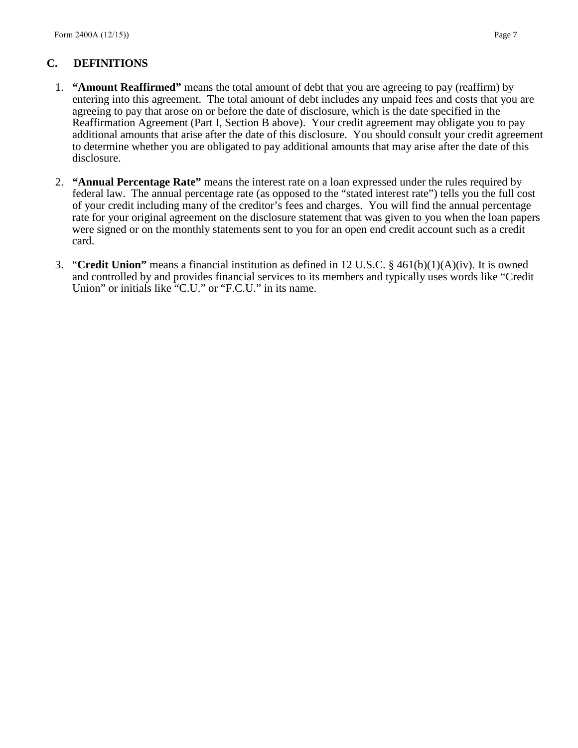## C. DEFINITIONS

1. **"Amount Reaffirmed"** means the total amount of debt that you are agreeing to pay (reaffirm) by entering into this agreement. The total amount of debt includes any unpaid fees and costs that you are agreeing to pay that arose on or before the date of disclosure, which is the date specified in the Reaffirmation Agreement (Part I, Section B above). Your credit agreement may obligate you to pay additional amounts that arise after the date of this disclosure. You should consult your credit agreement to determine whether you are obligated to pay additional amounts that may arise after the date of this disclosure.

2. **"Annual Percentage Rate"** means the interest rate on a loan expressed under the rules required by federal law. The annual percentage rate (as opposed to the "stated interest rate") tells you the full cost of your credit including many of the creditor's fees and charges. You will find the annual percentage rate for your original agreement on the disclosure statement that was given to you when the loan papers were signed or on the monthly statements sent to you for an open end credit account such as a credit card.

3. "**Credit Union"** means a financial institution as defined in 12 U.S.C. § 461(b)(1)(A)(iv). It is owned and controlled by and provides financial services to its members and typically uses words like "Credit Union" or initials like "C.U." or "F.C.U." in its name.